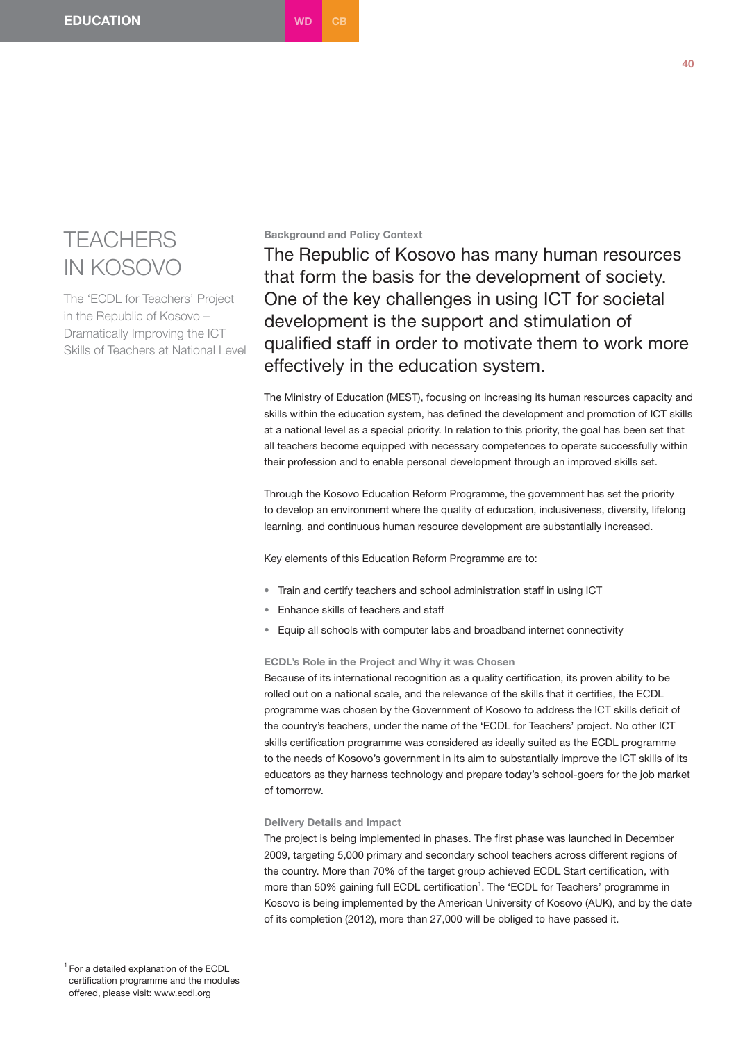# TEACHERS IN KOSOVO

The 'ECDL for Teachers' Project in the Republic of Kosovo – Dramatically Improving the ICT Skills of Teachers at National Level

### Background and Policy Context

## The Republic of Kosovo has many human resources that form the basis for the development of society. One of the key challenges in using ICT for societal development is the support and stimulation of qualified staff in order to motivate them to work more effectively in the education system.

The Ministry of Education (MEST), focusing on increasing its human resources capacity and skills within the education system, has defined the development and promotion of ICT skills at a national level as a special priority. In relation to this priority, the goal has been set that all teachers become equipped with necessary competences to operate successfully within their profession and to enable personal development through an improved skills set.

Through the Kosovo Education Reform Programme, the government has set the priority to develop an environment where the quality of education, inclusiveness, diversity, lifelong learning, and continuous human resource development are substantially increased.

Key elements of this Education Reform Programme are to:

- Train and certify teachers and school administration staff in using ICT
- Enhance skills of teachers and staff
- Equip all schools with computer labs and broadband internet connectivity

### ECDL's Role in the Project and Why it was Chosen

Because of its international recognition as a quality certification, its proven ability to be rolled out on a national scale, and the relevance of the skills that it certifies, the ECDL programme was chosen by the Government of Kosovo to address the ICT skills deficit of the country's teachers, under the name of the 'ECDL for Teachers' project. No other ICT skills certification programme was considered as ideally suited as the ECDL programme to the needs of Kosovo's government in its aim to substantially improve the ICT skills of its educators as they harness technology and prepare today's school-goers for the job market of tomorrow.

### Delivery Details and Impact

The project is being implemented in phases. The first phase was launched in December 2009, targeting 5,000 primary and secondary school teachers across different regions of the country. More than 70% of the target group achieved ECDL Start certification, with more than 50% gaining full ECDL certification[1]. The 'ECDL for Teachers' programme in Kosovo is being implemented by the American University of Kosovo (AUK), and by the date of its completion (2012), more than 27,000 will be obliged to have passed it.

[1] For a detailed explanation of the ECDL certification programme and the modules offered, please visit: www.ecdl.org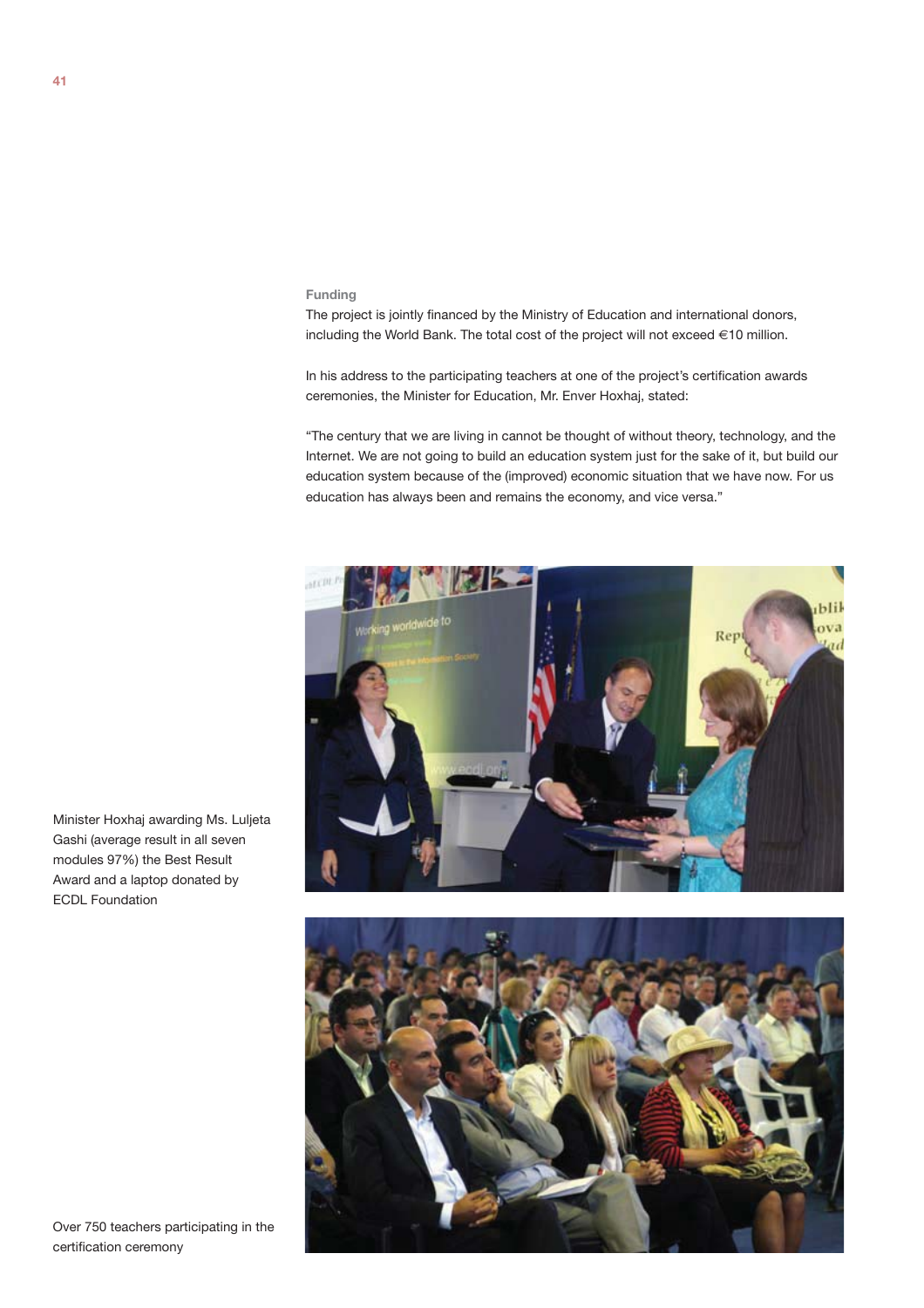**Funding**

The project is jointly financed by the Ministry of Education and international donors, including the World Bank. The total cost of the project will not exceed €10 million.

In his address to the participating teachers at one of the project's certification awards ceremonies, the Minister for Education, Mr. Enver Hoxhaj, stated:

"The century that we are living in cannot be thought of without theory, technology, and the Internet. We are not going to build an education system just for the sake of it, but build our education system because of the (improved) economic situation that we have now. For us education has always been and remains the economy, and vice versa."

Minister Hoxhaj awarding Ms. Luljeta Gashi (average result in all seven modules 97%) the Best Result Award and a laptop donated by ECDL Foundation

Over 750 teachers participating in the certification ceremony